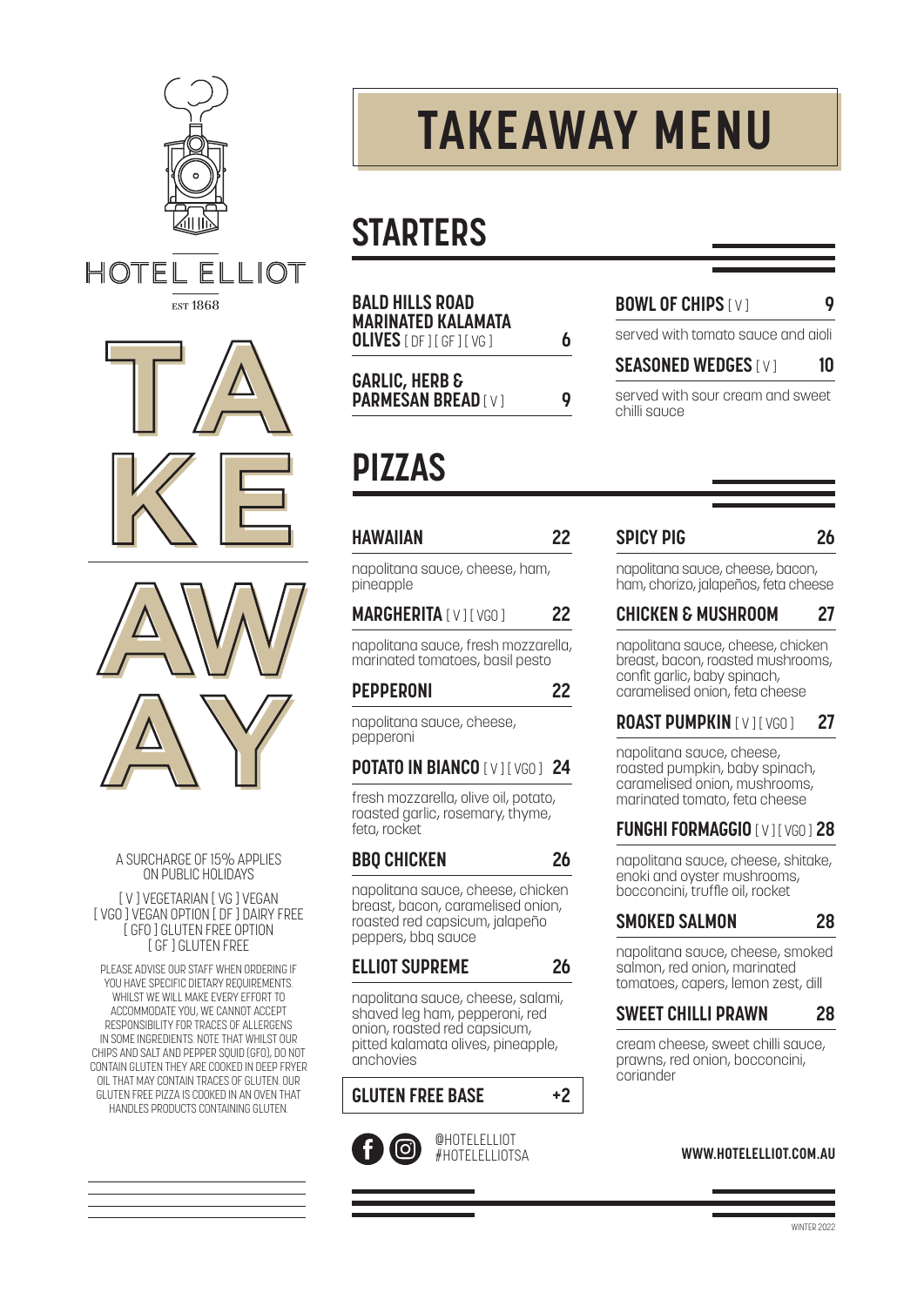HOTEL ELLIOT

EST 1868

TAKEAWAY

A SURCHARGE OF 15% APPLIES ON PUBLIC HOLIDAYS

[ V ] VEGETARIAN [ VG ] VEGAN
[ VGO ] VEGAN OPTION [ DF ] DAIRY FREE
[ GFO ] GLUTEN FREE OPTION
[ GF ] GLUTEN FREE

PLEASE ADVISE OUR STAFF WHEN ORDERING IF YOU HAVE SPECIFIC DIETARY REQUIREMENTS. WHILST WE WILL MAKE EVERY EFFORT TO ACCOMMODATE YOU, WE CANNOT ACCEPT RESPONSIBILITY FOR TRACES OF ALLERGENS IN SOME INGREDIENTS. NOTE THAT WHILST OUR CHIPS AND SALT AND PEPPER SQUID [GFO], DO NOT CONTAIN GLUTEN THEY ARE COOKED IN DEEP FRYER OIL THAT MAY CONTAIN TRACES OF GLUTEN. OUR GLUTEN FREE PIZZA IS COOKED IN AN OVEN THAT HANDLES PRODUCTS CONTAINING GLUTEN.

# TAKEAWAY MENU

## STARTERS

**BALD HILLS ROAD MARINATED KALAMATA OLIVES** [ DF ] [ GF ] [ VG ] — **6**

**GARLIC, HERB & PARMESAN BREAD** [ V ] — **9**

**BOWL OF CHIPS** [ V ] — **9**
served with tomato sauce and aioli

**SEASONED WEDGES** [ V ] — **10**
served with sour cream and sweet chilli sauce

## PIZZAS

**HAWAIIAN** — **22**
napolitana sauce, cheese, ham, pineapple

**MARGHERITA** [ V ] [ VGO ] — **22**
napolitana sauce, fresh mozzarella, marinated tomatoes, basil pesto

**PEPPERONI** — **22**
napolitana sauce, cheese, pepperoni

**POTATO IN BIANCO** [ V ] [ VGO ] — **24**
fresh mozzarella, olive oil, potato, roasted garlic, rosemary, thyme, feta, rocket

**BBQ CHICKEN** — **26**
napolitana sauce, cheese, chicken breast, bacon, caramelised onion, roasted red capsicum, jalapeño peppers, bbq sauce

**ELLIOT SUPREME** — **26**
napolitana sauce, cheese, salami, shaved leg ham, pepperoni, red onion, roasted red capsicum, pitted kalamata olives, pineapple, anchovies

**GLUTEN FREE BASE** — **+2**

**SPICY PIG** — **26**
napolitana sauce, cheese, bacon, ham, chorizo, jalapeños, feta cheese

**CHICKEN & MUSHROOM** — **27**
napolitana sauce, cheese, chicken breast, bacon, roasted mushrooms, confit garlic, baby spinach, caramelised onion, feta cheese

**ROAST PUMPKIN** [ V ] [ VGO ] — **27**
napolitana sauce, cheese, roasted pumpkin, baby spinach, caramelised onion, mushrooms, marinated tomato, feta cheese

**FUNGHI FORMAGGIO** [ V ] [ VGO ] — **28**
napolitana sauce, cheese, shitake, enoki and oyster mushrooms, bocconcini, truffle oil, rocket

**SMOKED SALMON** — **28**
napolitana sauce, cheese, smoked salmon, red onion, marinated tomatoes, capers, lemon zest, dill

**SWEET CHILLI PRAWN** — **28**
cream cheese, sweet chilli sauce, prawns, red onion, bocconcini, coriander

@HOTELELLIOT
#HOTELELLIOTSA

**WWW.HOTELELLIOT.COM.AU**

WINTER 2022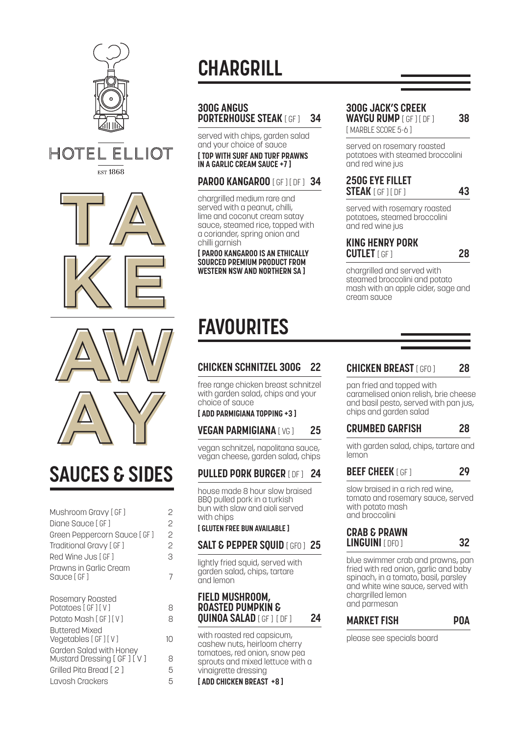HOTEL ELLIOT

EST 1868

# TAKE AWAY

## SAUCES & SIDES

| | |
|---|---|
| Mushroom Gravy [ GF ] | 2 |
| Diane Sauce [ GF ] | 2 |
| Green Peppercorn Sauce [ GF ] | 2 |
| Traditional Gravy [ GF ] | 2 |
| Red Wine Jus [ GF ] | 3 |
| Prawns in Garlic Cream Sauce [ GF ] | 7 |
| Rosemary Roasted Potatoes [ GF ] [ V ] | 8 |
| Potato Mash [ GF ] [ V ] | 8 |
| Buttered Mixed Vegetables [ GF ] [ V ] | 10 |
| Garden Salad with Honey Mustard Dressing [ GF ] [ V ] | 8 |
| Grilled Pita Bread [ 2 ] | 5 |
| Lavosh Crackers | 5 |

# CHARGRILL

### 300G ANGUS PORTERHOUSE STEAK [ GF ] — 34

served with chips, garden salad and your choice of sauce

**[ TOP WITH SURF AND TURF PRAWNS IN A GARLIC CREAM SAUCE +7 ]**

### PAROO KANGAROO [ GF ] [ DF ] — 34

chargrilled medium rare and served with a peanut, chilli, lime and coconut cream satay sauce, steamed rice, topped with a coriander, spring onion and chilli garnish

**[ PAROO KANGAROO IS AN ETHICALLY SOURCED PREMIUM PRODUCT FROM WESTERN NSW AND NORTHERN SA ]**

### 300G JACK'S CREEK WAYGU RUMP [ GF ] [ DF ] — 38

[ MARBLE SCORE 5-6 ]

served on rosemary roasted potatoes with steamed broccolini and red wine jus

### 250G EYE FILLET STEAK [ GF ] [ DF ] — 43

served with rosemary roasted potatoes, steamed broccolini and red wine jus

### KING HENRY PORK CUTLET [ GF ] — 28

chargrilled and served with steamed broccolini and potato mash with an apple cider, sage and cream sauce

# FAVOURITES

### CHICKEN SCHNITZEL 300G — 22

free range chicken breast schnitzel with garden salad, chips and your choice of sauce

**[ ADD PARMIGIANA TOPPING +3 ]**

### VEGAN PARMIGIANA [ VG ] — 25

vegan schnitzel, napolitana sauce, vegan cheese, garden salad, chips

### PULLED PORK BURGER [ DF ] — 24

house made 8 hour slow braised BBQ pulled pork in a turkish bun with slaw and aioli served with chips

**[ GLUTEN FREE BUN AVAILABLE ]**

### SALT & PEPPER SQUID [ GFO ] — 25

lightly fried squid, served with garden salad, chips, tartare and lemon

### FIELD MUSHROOM, ROASTED PUMPKIN & QUINOA SALAD [ GF ] [ DF ] — 24

with roasted red capsicum, cashew nuts, heirloom cherry tomatoes, red onion, snow pea sprouts and mixed lettuce with a vinaigrette dressing

**[ ADD CHICKEN BREAST +8 ]**

### CHICKEN BREAST [ GFO ] — 28

pan fried and topped with caramelised onion relish, brie cheese and basil pesto, served with pan jus, chips and garden salad

### CRUMBED GARFISH — 28

with garden salad, chips, tartare and lemon

### BEEF CHEEK [ GF ] — 29

slow braised in a rich red wine, tomato and rosemary sauce, served with potato mash and broccolini

### CRAB & PRAWN LINGUINI [ DFO ] — 32

blue swimmer crab and prawns, pan fried with red onion, garlic and baby spinach, in a tomato, basil, parsley and white wine sauce, served with chargrilled lemon and parmesan

### MARKET FISH — POA

please see specials board